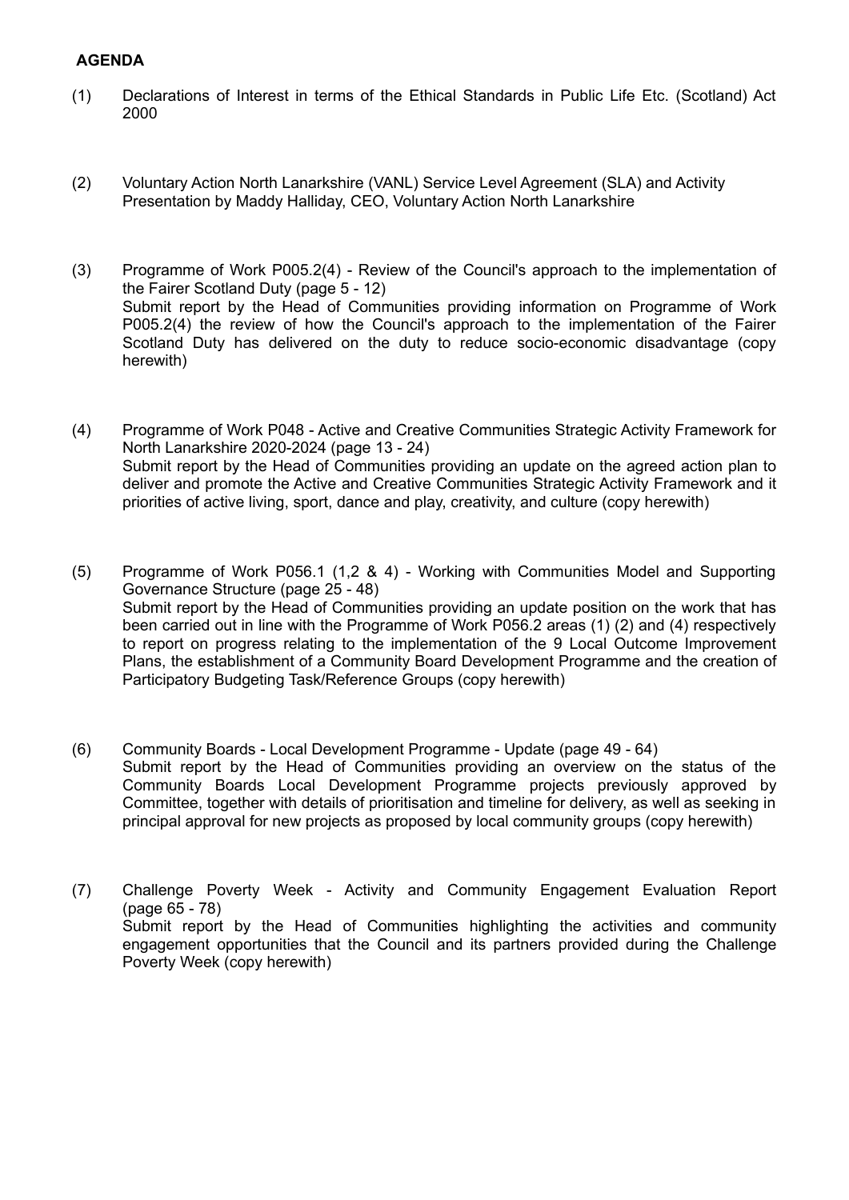**AGENDA**

(1) Declarations of Interest in terms of the Ethical Standards in Public Life Etc. (Scotland) Act 2000

(2) Voluntary Action North Lanarkshire (VANL) Service Level Agreement (SLA) and Activity Presentation by Maddy Halliday, CEO, Voluntary Action North Lanarkshire

(3) Programme of Work P005.2(4) - Review of the Council's approach to the implementation of the Fairer Scotland Duty (page 5 - 12)
Submit report by the Head of Communities providing information on Programme of Work P005.2(4) the review of how the Council's approach to the implementation of the Fairer Scotland Duty has delivered on the duty to reduce socio-economic disadvantage (copy herewith)

(4) Programme of Work P048 - Active and Creative Communities Strategic Activity Framework for North Lanarkshire 2020-2024 (page 13 - 24)
Submit report by the Head of Communities providing an update on the agreed action plan to deliver and promote the Active and Creative Communities Strategic Activity Framework and it priorities of active living, sport, dance and play, creativity, and culture (copy herewith)

(5) Programme of Work P056.1 (1,2 & 4) - Working with Communities Model and Supporting Governance Structure (page 25 - 48)
Submit report by the Head of Communities providing an update position on the work that has been carried out in line with the Programme of Work P056.2 areas (1) (2) and (4) respectively to report on progress relating to the implementation of the 9 Local Outcome Improvement Plans, the establishment of a Community Board Development Programme and the creation of Participatory Budgeting Task/Reference Groups (copy herewith)

(6) Community Boards - Local Development Programme - Update (page 49 - 64)
Submit report by the Head of Communities providing an overview on the status of the Community Boards Local Development Programme projects previously approved by Committee, together with details of prioritisation and timeline for delivery, as well as seeking in principal approval for new projects as proposed by local community groups (copy herewith)

(7) Challenge Poverty Week - Activity and Community Engagement Evaluation Report (page 65 - 78)
Submit report by the Head of Communities highlighting the activities and community engagement opportunities that the Council and its partners provided during the Challenge Poverty Week (copy herewith)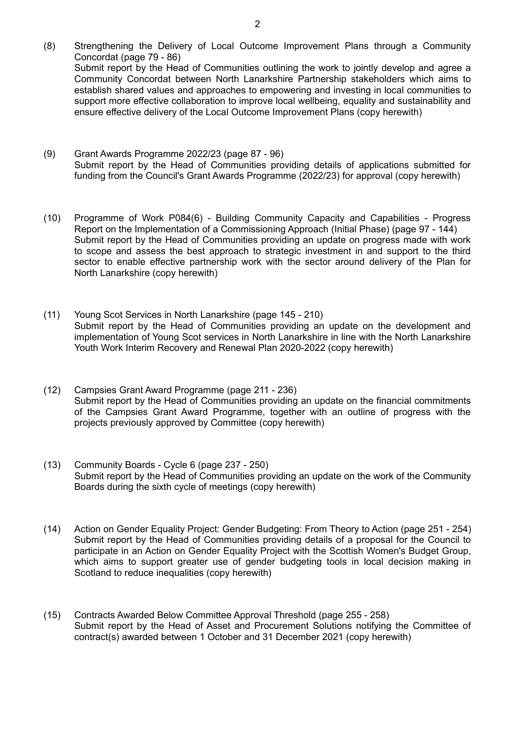(8) Strengthening the Delivery of Local Outcome Improvement Plans through a Community Concordat (page 79 - 86)
Submit report by the Head of Communities outlining the work to jointly develop and agree a Community Concordat between North Lanarkshire Partnership stakeholders which aims to establish shared values and approaches to empowering and investing in local communities to support more effective collaboration to improve local wellbeing, equality and sustainability and ensure effective delivery of the Local Outcome Improvement Plans (copy herewith)

(9) Grant Awards Programme 2022/23 (page 87 - 96)
Submit report by the Head of Communities providing details of applications submitted for funding from the Council's Grant Awards Programme (2022/23) for approval (copy herewith)

(10) Programme of Work P084(6) - Building Community Capacity and Capabilities - Progress Report on the Implementation of a Commissioning Approach (Initial Phase) (page 97 - 144)
Submit report by the Head of Communities providing an update on progress made with work to scope and assess the best approach to strategic investment in and support to the third sector to enable effective partnership work with the sector around delivery of the Plan for North Lanarkshire (copy herewith)

(11) Young Scot Services in North Lanarkshire (page 145 - 210)
Submit report by the Head of Communities providing an update on the development and implementation of Young Scot services in North Lanarkshire in line with the North Lanarkshire Youth Work Interim Recovery and Renewal Plan 2020-2022 (copy herewith)

(12) Campsies Grant Award Programme (page 211 - 236)
Submit report by the Head of Communities providing an update on the financial commitments of the Campsies Grant Award Programme, together with an outline of progress with the projects previously approved by Committee (copy herewith)

(13) Community Boards - Cycle 6 (page 237 - 250)
Submit report by the Head of Communities providing an update on the work of the Community Boards during the sixth cycle of meetings (copy herewith)

(14) Action on Gender Equality Project: Gender Budgeting: From Theory to Action (page 251 - 254)
Submit report by the Head of Communities providing details of a proposal for the Council to participate in an Action on Gender Equality Project with the Scottish Women's Budget Group, which aims to support greater use of gender budgeting tools in local decision making in Scotland to reduce inequalities (copy herewith)

(15) Contracts Awarded Below Committee Approval Threshold (page 255 - 258)
Submit report by the Head of Asset and Procurement Solutions notifying the Committee of contract(s) awarded between 1 October and 31 December 2021 (copy herewith)